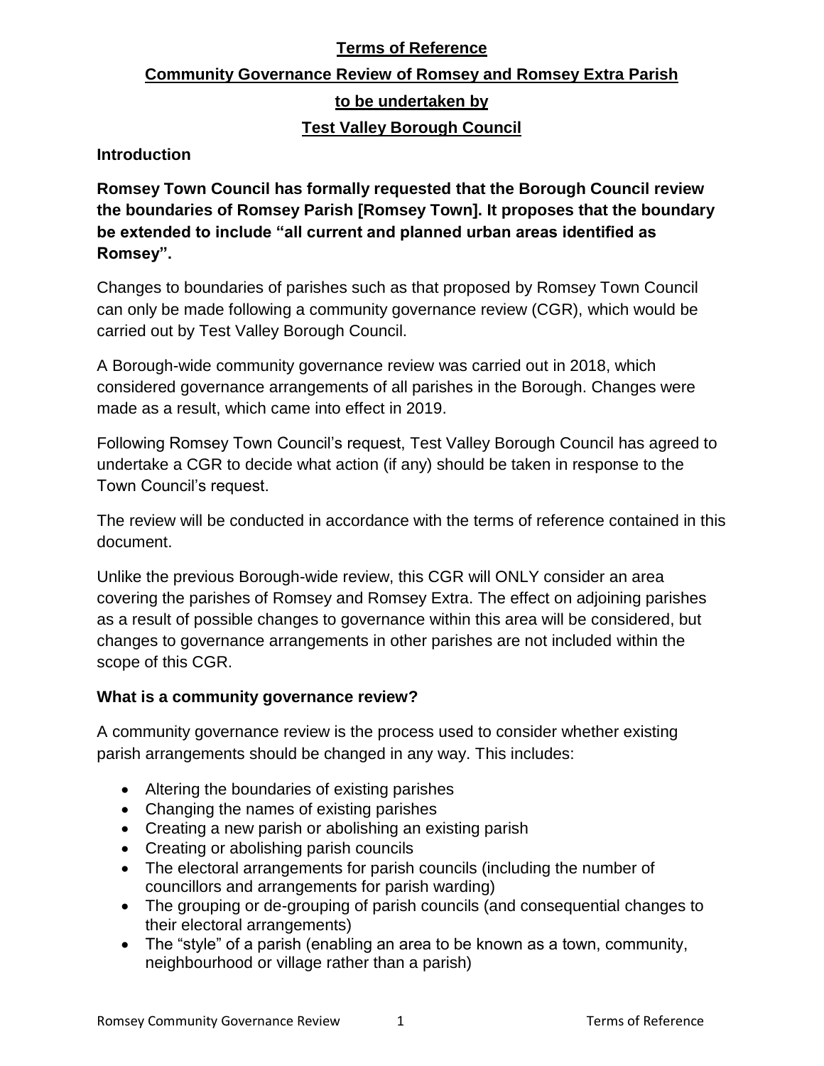# Terms of Reference

## Community Governance Review of Romsey and Romsey Extra Parish

## to be undertaken by

## Test Valley Borough Council

### Introduction

**Romsey Town Council has formally requested that the Borough Council review the boundaries of Romsey Parish [Romsey Town]. It proposes that the boundary be extended to include "all current and planned urban areas identified as Romsey".**

Changes to boundaries of parishes such as that proposed by Romsey Town Council can only be made following a community governance review (CGR), which would be carried out by Test Valley Borough Council.

A Borough-wide community governance review was carried out in 2018, which considered governance arrangements of all parishes in the Borough. Changes were made as a result, which came into effect in 2019.

Following Romsey Town Council's request, Test Valley Borough Council has agreed to undertake a CGR to decide what action (if any) should be taken in response to the Town Council's request.

The review will be conducted in accordance with the terms of reference contained in this document.

Unlike the previous Borough-wide review, this CGR will ONLY consider an area covering the parishes of Romsey and Romsey Extra. The effect on adjoining parishes as a result of possible changes to governance within this area will be considered, but changes to governance arrangements in other parishes are not included within the scope of this CGR.

### What is a community governance review?

A community governance review is the process used to consider whether existing parish arrangements should be changed in any way. This includes:

- Altering the boundaries of existing parishes
- Changing the names of existing parishes
- Creating a new parish or abolishing an existing parish
- Creating or abolishing parish councils
- The electoral arrangements for parish councils (including the number of councillors and arrangements for parish warding)
- The grouping or de-grouping of parish councils (and consequential changes to their electoral arrangements)
- The "style" of a parish (enabling an area to be known as a town, community, neighbourhood or village rather than a parish)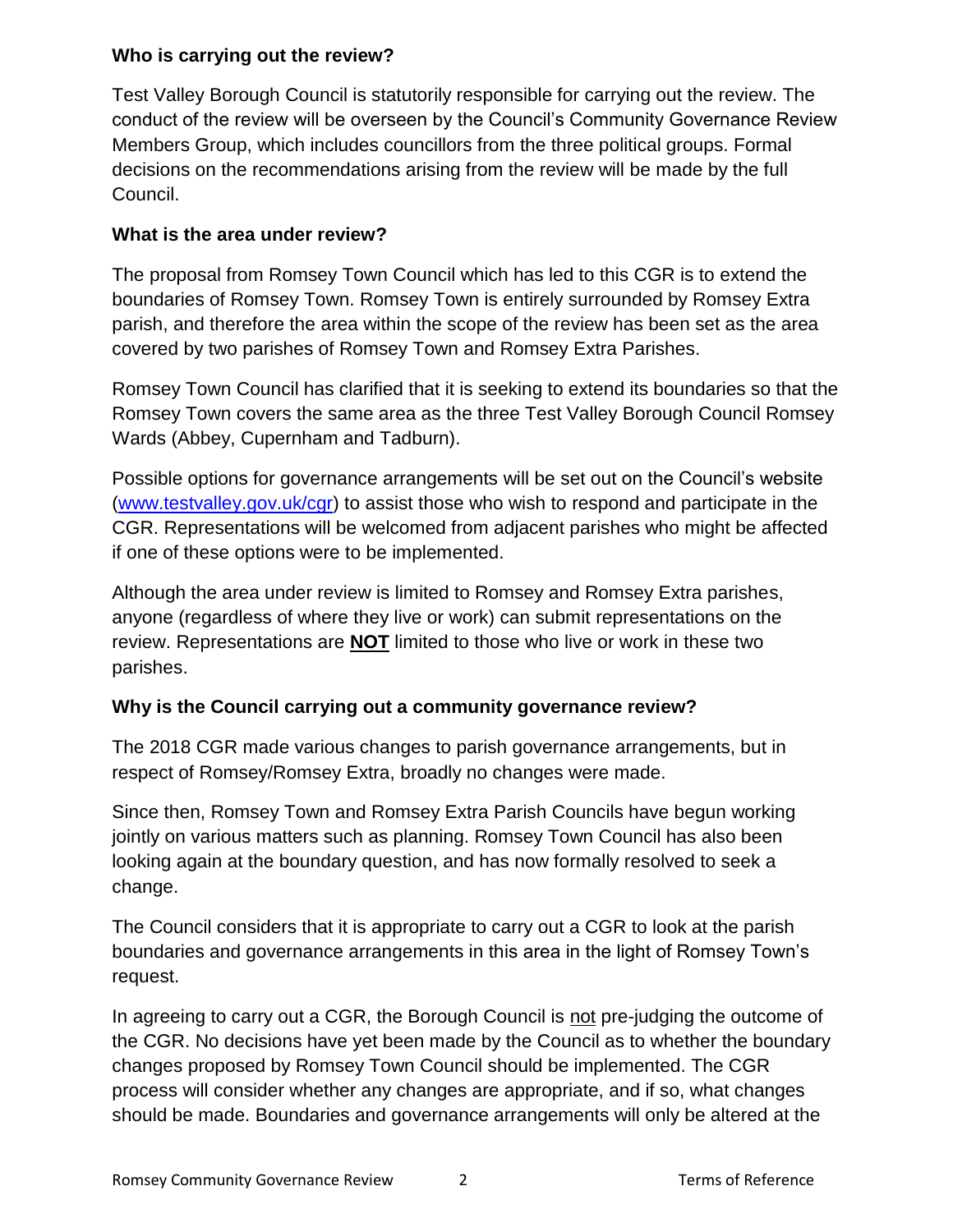**Who is carrying out the review?**

Test Valley Borough Council is statutorily responsible for carrying out the review. The conduct of the review will be overseen by the Council's Community Governance Review Members Group, which includes councillors from the three political groups. Formal decisions on the recommendations arising from the review will be made by the full Council.

**What is the area under review?**

The proposal from Romsey Town Council which has led to this CGR is to extend the boundaries of Romsey Town. Romsey Town is entirely surrounded by Romsey Extra parish, and therefore the area within the scope of the review has been set as the area covered by two parishes of Romsey Town and Romsey Extra Parishes.

Romsey Town Council has clarified that it is seeking to extend its boundaries so that the Romsey Town covers the same area as the three Test Valley Borough Council Romsey Wards (Abbey, Cupernham and Tadburn).

Possible options for governance arrangements will be set out on the Council's website ([www.testvalley.gov.uk/cgr](www.testvalley.gov.uk/cgr)) to assist those who wish to respond and participate in the CGR. Representations will be welcomed from adjacent parishes who might be affected if one of these options were to be implemented.

Although the area under review is limited to Romsey and Romsey Extra parishes, anyone (regardless of where they live or work) can submit representations on the review. Representations are **NOT** limited to those who live or work in these two parishes.

**Why is the Council carrying out a community governance review?**

The 2018 CGR made various changes to parish governance arrangements, but in respect of Romsey/Romsey Extra, broadly no changes were made.

Since then, Romsey Town and Romsey Extra Parish Councils have begun working jointly on various matters such as planning. Romsey Town Council has also been looking again at the boundary question, and has now formally resolved to seek a change.

The Council considers that it is appropriate to carry out a CGR to look at the parish boundaries and governance arrangements in this area in the light of Romsey Town's request.

In agreeing to carry out a CGR, the Borough Council is not pre-judging the outcome of the CGR. No decisions have yet been made by the Council as to whether the boundary changes proposed by Romsey Town Council should be implemented. The CGR process will consider whether any changes are appropriate, and if so, what changes should be made. Boundaries and governance arrangements will only be altered at the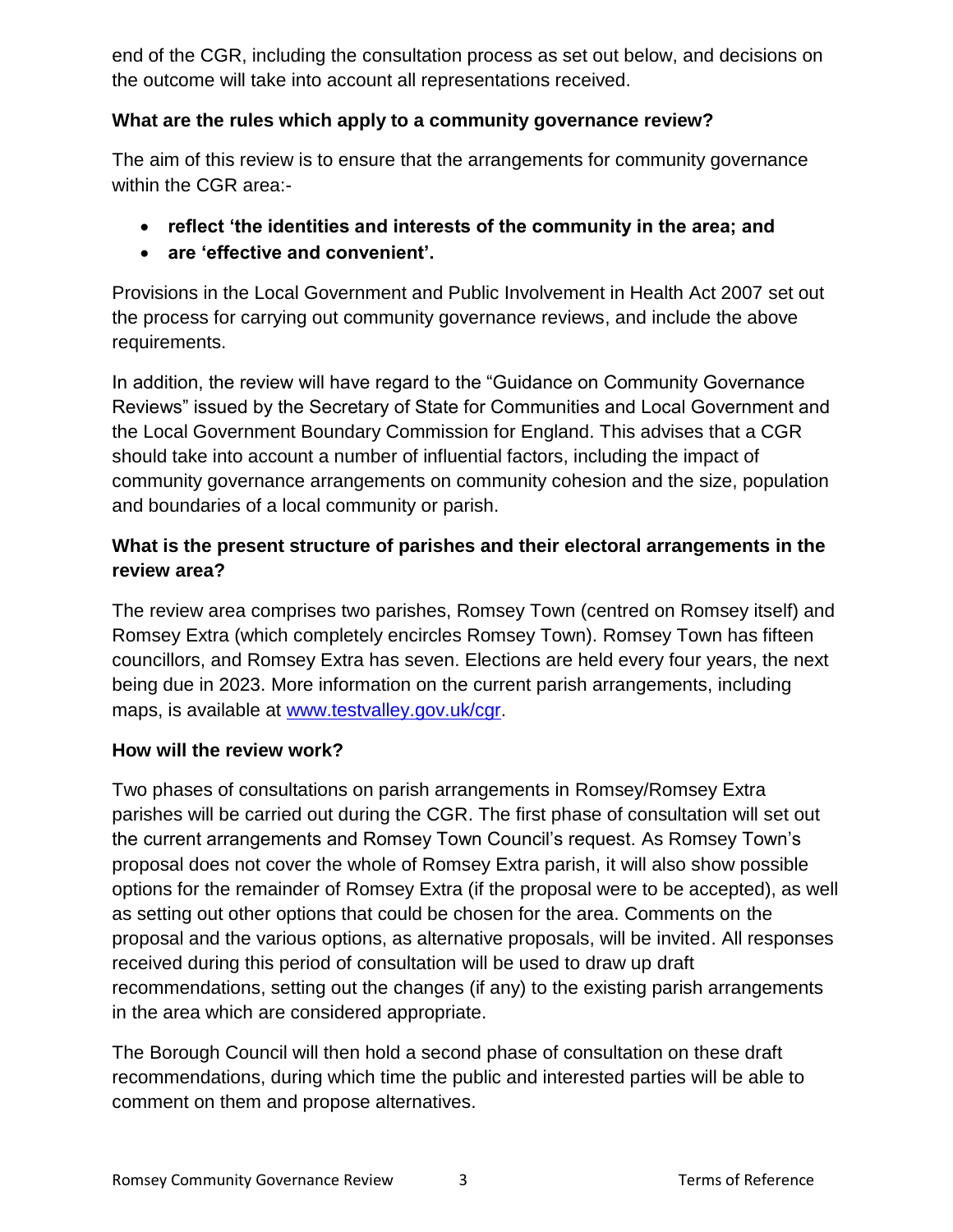end of the CGR, including the consultation process as set out below, and decisions on the outcome will take into account all representations received.

**What are the rules which apply to a community governance review?**

The aim of this review is to ensure that the arrangements for community governance within the CGR area:-

- **reflect 'the identities and interests of the community in the area; and**
- **are 'effective and convenient'.**

Provisions in the Local Government and Public Involvement in Health Act 2007 set out the process for carrying out community governance reviews, and include the above requirements.

In addition, the review will have regard to the "Guidance on Community Governance Reviews" issued by the Secretary of State for Communities and Local Government and the Local Government Boundary Commission for England. This advises that a CGR should take into account a number of influential factors, including the impact of community governance arrangements on community cohesion and the size, population and boundaries of a local community or parish.

**What is the present structure of parishes and their electoral arrangements in the review area?**

The review area comprises two parishes, Romsey Town (centred on Romsey itself) and Romsey Extra (which completely encircles Romsey Town). Romsey Town has fifteen councillors, and Romsey Extra has seven. Elections are held every four years, the next being due in 2023. More information on the current parish arrangements, including maps, is available at [www.testvalley.gov.uk/cgr](http://www.testvalley.gov.uk/cgr).

**How will the review work?**

Two phases of consultations on parish arrangements in Romsey/Romsey Extra parishes will be carried out during the CGR. The first phase of consultation will set out the current arrangements and Romsey Town Council's request. As Romsey Town's proposal does not cover the whole of Romsey Extra parish, it will also show possible options for the remainder of Romsey Extra (if the proposal were to be accepted), as well as setting out other options that could be chosen for the area. Comments on the proposal and the various options, as alternative proposals, will be invited. All responses received during this period of consultation will be used to draw up draft recommendations, setting out the changes (if any) to the existing parish arrangements in the area which are considered appropriate.

The Borough Council will then hold a second phase of consultation on these draft recommendations, during which time the public and interested parties will be able to comment on them and propose alternatives.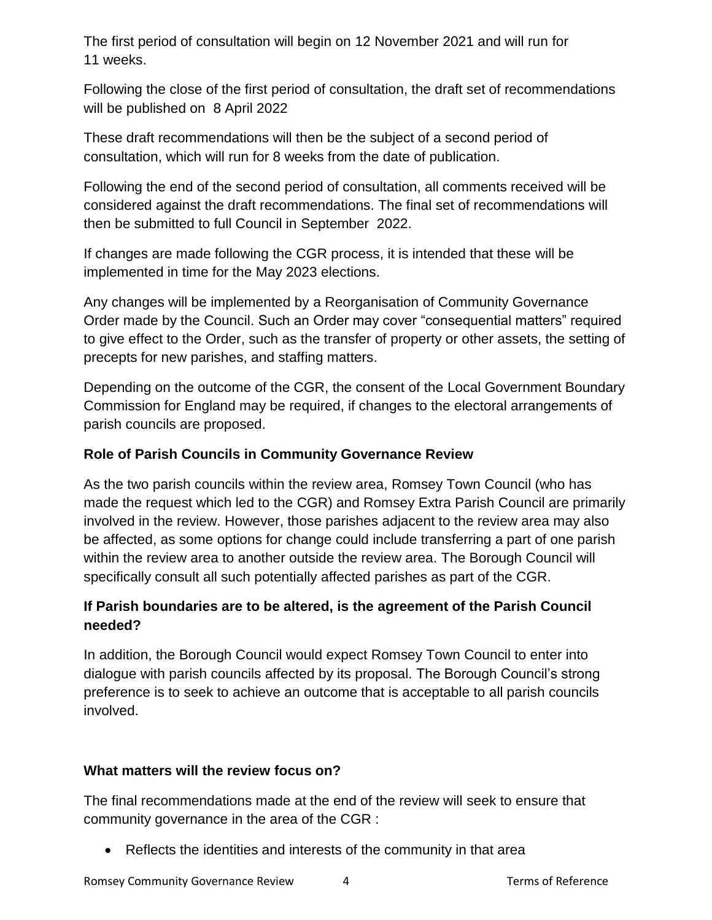The first period of consultation will begin on 12 November 2021 and will run for 11 weeks.

Following the close of the first period of consultation, the draft set of recommendations will be published on 8 April 2022

These draft recommendations will then be the subject of a second period of consultation, which will run for 8 weeks from the date of publication.

Following the end of the second period of consultation, all comments received will be considered against the draft recommendations. The final set of recommendations will then be submitted to full Council in September 2022.

If changes are made following the CGR process, it is intended that these will be implemented in time for the May 2023 elections.

Any changes will be implemented by a Reorganisation of Community Governance Order made by the Council. Such an Order may cover "consequential matters" required to give effect to the Order, such as the transfer of property or other assets, the setting of precepts for new parishes, and staffing matters.

Depending on the outcome of the CGR, the consent of the Local Government Boundary Commission for England may be required, if changes to the electoral arrangements of parish councils are proposed.

### Role of Parish Councils in Community Governance Review

As the two parish councils within the review area, Romsey Town Council (who has made the request which led to the CGR) and Romsey Extra Parish Council are primarily involved in the review. However, those parishes adjacent to the review area may also be affected, as some options for change could include transferring a part of one parish within the review area to another outside the review area. The Borough Council will specifically consult all such potentially affected parishes as part of the CGR.

### If Parish boundaries are to be altered, is the agreement of the Parish Council needed?

In addition, the Borough Council would expect Romsey Town Council to enter into dialogue with parish councils affected by its proposal. The Borough Council's strong preference is to seek to achieve an outcome that is acceptable to all parish councils involved.

### What matters will the review focus on?

The final recommendations made at the end of the review will seek to ensure that community governance in the area of the CGR :

- Reflects the identities and interests of the community in that area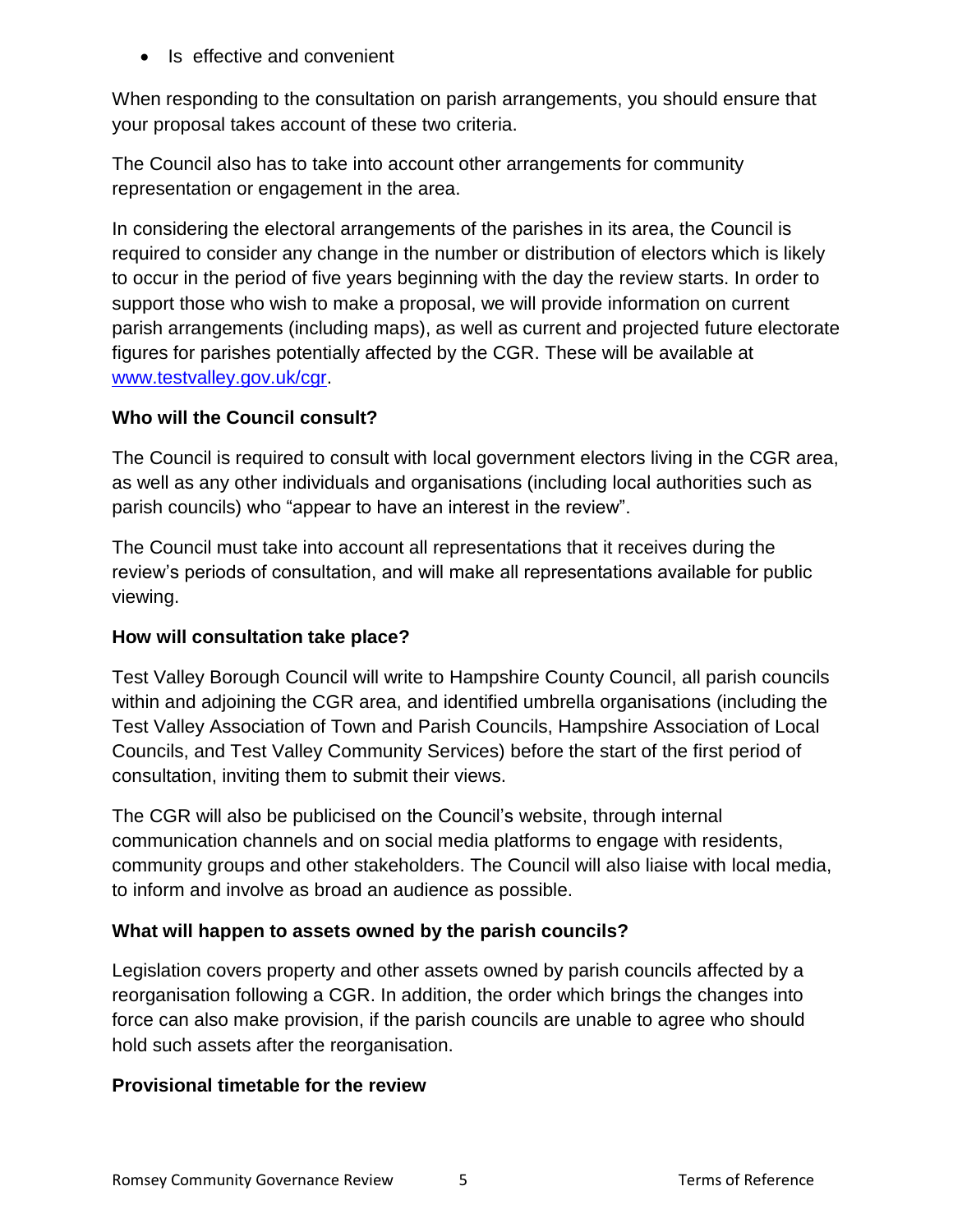- Is effective and convenient

When responding to the consultation on parish arrangements, you should ensure that your proposal takes account of these two criteria.

The Council also has to take into account other arrangements for community representation or engagement in the area.

In considering the electoral arrangements of the parishes in its area, the Council is required to consider any change in the number or distribution of electors which is likely to occur in the period of five years beginning with the day the review starts. In order to support those who wish to make a proposal, we will provide information on current parish arrangements (including maps), as well as current and projected future electorate figures for parishes potentially affected by the CGR. These will be available at [www.testvalley.gov.uk/cgr](www.testvalley.gov.uk/cgr).

**Who will the Council consult?**

The Council is required to consult with local government electors living in the CGR area, as well as any other individuals and organisations (including local authorities such as parish councils) who "appear to have an interest in the review".

The Council must take into account all representations that it receives during the review's periods of consultation, and will make all representations available for public viewing.

**How will consultation take place?**

Test Valley Borough Council will write to Hampshire County Council, all parish councils within and adjoining the CGR area, and identified umbrella organisations (including the Test Valley Association of Town and Parish Councils, Hampshire Association of Local Councils, and Test Valley Community Services) before the start of the first period of consultation, inviting them to submit their views.

The CGR will also be publicised on the Council's website, through internal communication channels and on social media platforms to engage with residents, community groups and other stakeholders. The Council will also liaise with local media, to inform and involve as broad an audience as possible.

**What will happen to assets owned by the parish councils?**

Legislation covers property and other assets owned by parish councils affected by a reorganisation following a CGR. In addition, the order which brings the changes into force can also make provision, if the parish councils are unable to agree who should hold such assets after the reorganisation.

**Provisional timetable for the review**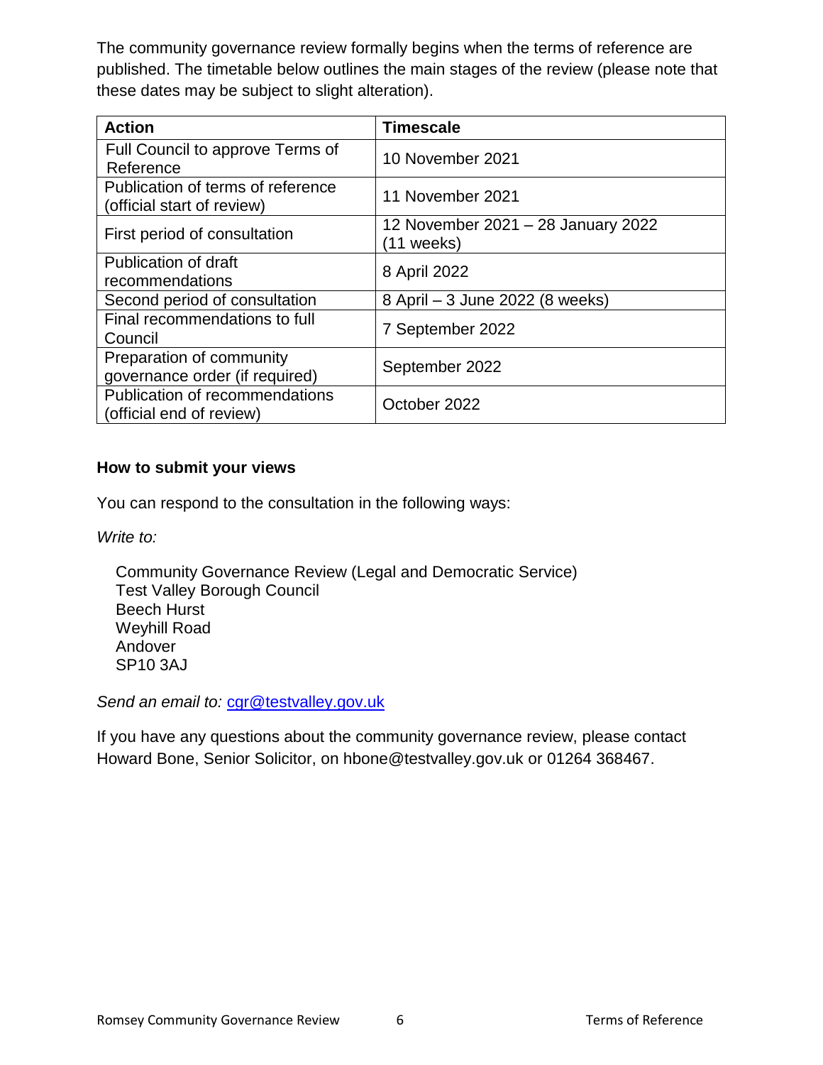The community governance review formally begins when the terms of reference are published. The timetable below outlines the main stages of the review (please note that these dates may be subject to slight alteration).

| Action | Timescale |
| --- | --- |
| Full Council to approve Terms of Reference | 10 November 2021 |
| Publication of terms of reference (official start of review) | 11 November 2021 |
| First period of consultation | 12 November 2021 – 28 January 2022 (11 weeks) |
| Publication of draft recommendations | 8 April 2022 |
| Second period of consultation | 8 April – 3 June 2022 (8 weeks) |
| Final recommendations to full Council | 7 September 2022 |
| Preparation of community governance order (if required) | September 2022 |
| Publication of recommendations (official end of review) | October 2022 |

**How to submit your views**

You can respond to the consultation in the following ways:

*Write to:*

Community Governance Review (Legal and Democratic Service)
Test Valley Borough Council
Beech Hurst
Weyhill Road
Andover
SP10 3AJ

*Send an email to:* cgr@testvalley.gov.uk

If you have any questions about the community governance review, please contact Howard Bone, Senior Solicitor, on hbone@testvalley.gov.uk or 01264 368467.